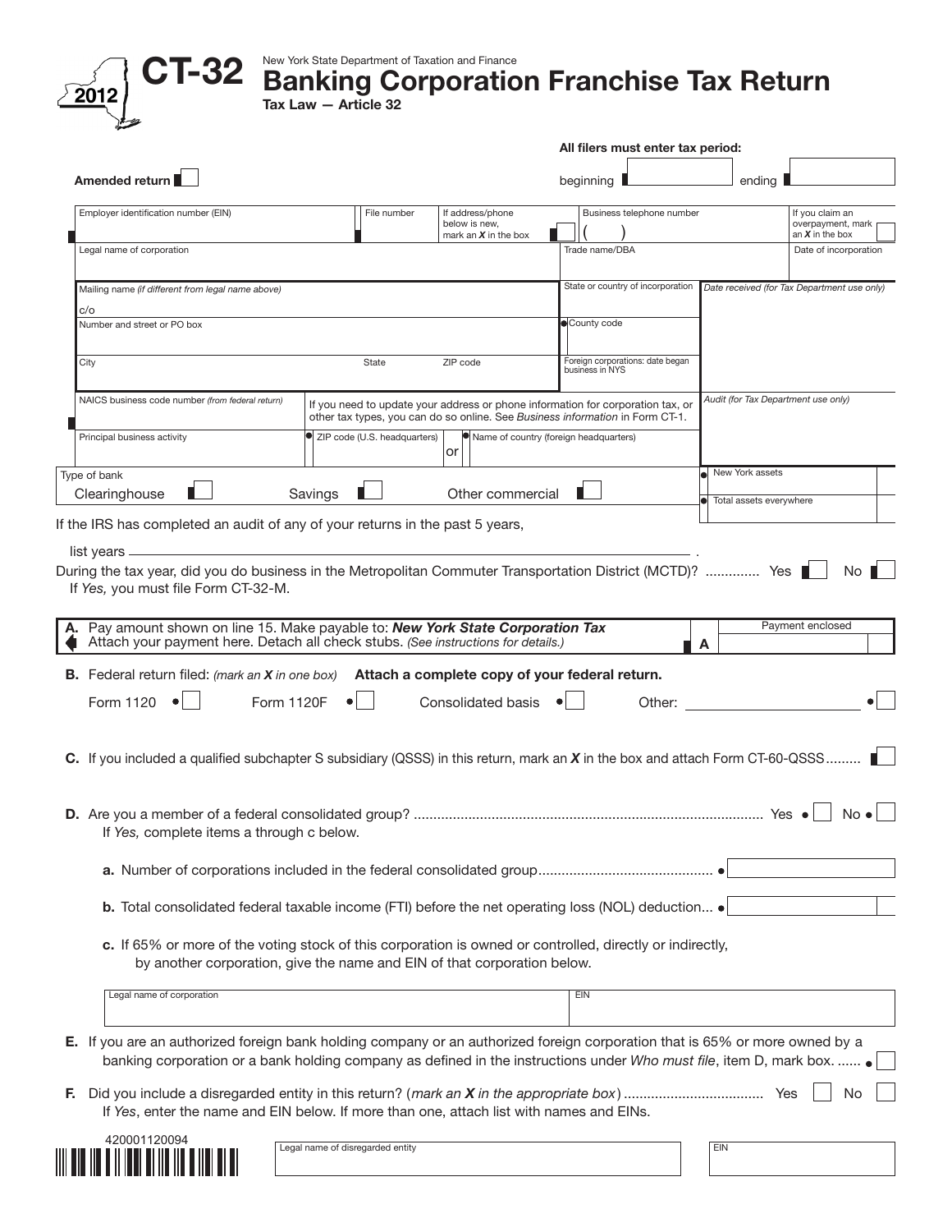# CT-32 2012

New York State Department of Taxation and Finance

## Banking Corporation Franchise Tax Return

**Tax Law — Article 32**

**All filers must enter tax period:**

**Amended return** ☐ beginning ______ ending ______

| Employer identification number (EIN) | File number | If address/phone below is new, mark an *X* in the box ☐ | Business telephone number ( ) | If you claim an overpayment, mark an *X* in the box ☐ |
|---|---|---|---|---|
| Legal name of corporation | | | Trade name/DBA | Date of incorporation |
| Mailing name *(if different from legal name above)* c/o | | | State or country of incorporation | *Date received (for Tax Department use only)* |
| Number and street or PO box | | | County code | |
| City | State | ZIP code | Foreign corporations: date began business in NYS | |
| NAICS business code number *(from federal return)* | If you need to update your address or phone information for corporation tax, or other tax types, you can do so online. See *Business information* in Form CT-1. | | | *Audit (for Tax Department use only)* |
| Principal business activity | ZIP code (U.S. headquarters) | or | Name of country (foreign headquarters) | |

Type of bank: Clearinghouse ☐ Savings ☐ Other commercial ☐

New York assets ______

Total assets everywhere ______

If the IRS has completed an audit of any of your returns in the past 5 years,

list years ______________________________.

During the tax year, did you do business in the Metropolitan Commuter Transportation District (MCTD)? ............. Yes ☐ No ☐

If *Yes,* you must file Form CT-32-M.

**A.** Pay amount shown on line 15. Make payable to: ***New York State Corporation Tax***
Attach your payment here. Detach all check stubs. *(See instructions for details.)* **A** Payment enclosed ______

**B.** Federal return filed: *(mark an X in one box)* **Attach a complete copy of your federal return.**

Form 1120 ☐ Form 1120F ☐ Consolidated basis ☐ Other: ______________ ☐

**C.** If you included a qualified subchapter S subsidiary (QSSS) in this return, mark an *X* in the box and attach Form CT-60-QSSS......... ☐

**D.** Are you a member of a federal consolidated group? ........................................................................................ Yes ☐ No ☐

If *Yes,* complete items a through c below.

**a.** Number of corporations included in the federal consolidated group............................................ ______

**b.** Total consolidated federal taxable income (FTI) before the net operating loss (NOL) deduction... ______

**c.** If 65% or more of the voting stock of this corporation is owned or controlled, directly or indirectly, by another corporation, give the name and EIN of that corporation below.

| Legal name of corporation | EIN |
|---|---|
| | |

**E.** If you are an authorized foreign bank holding company or an authorized foreign corporation that is 65% or more owned by a banking corporation or a bank holding company as defined in the instructions under *Who must file*, item D, mark box. ...... ☐

**F.** Did you include a disregarded entity in this return? (*mark an X in the appropriate box*) .................................. Yes ☐ No ☐

If *Yes*, enter the name and EIN below. If more than one, attach list with names and EINs.

420001120094

| Legal name of disregarded entity | EIN |
|---|---|
| | |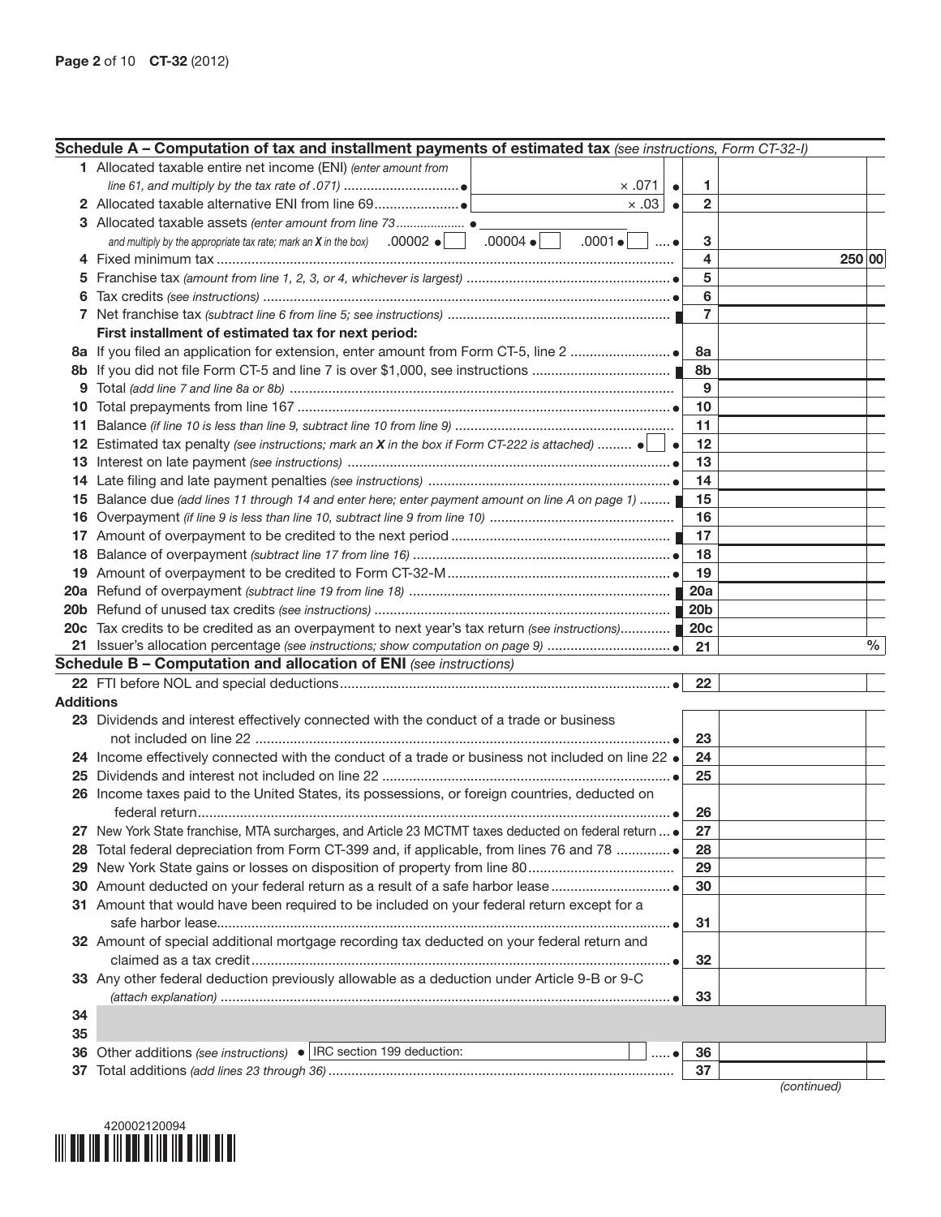## Schedule A – Computation of tax and installment payments of estimated tax *(see instructions, Form CT-32-I)*

| Line | Description | | Line | Amount |
|---|---|---|---|---|
| 1 | Allocated taxable entire net income (ENI) *(enter amount from line 61, and multiply by the tax rate of .071)* | × .071 | 1 | |
| 2 | Allocated taxable alternative ENI from line 69 | × .03 | 2 | |
| 3 | Allocated taxable assets *(enter amount from line 73 and multiply by the appropriate tax rate; mark an X in the box)* .00002 ☐ .00004 ☐ .0001 ☐ | | 3 | |
| 4 | Fixed minimum tax | | 4 | 250 00 |
| 5 | Franchise tax *(amount from line 1, 2, 3, or 4, whichever is largest)* | | 5 | |
| 6 | Tax credits *(see instructions)* | | 6 | |
| 7 | Net franchise tax *(subtract line 6 from line 5; see instructions)* | | 7 | |
| | **First installment of estimated tax for next period:** | | | |
| 8a | If you filed an application for extension, enter amount from Form CT-5, line 2 | | 8a | |
| 8b | If you did not file Form CT-5 and line 7 is over $1,000, see instructions | | 8b | |
| 9 | Total *(add line 7 and line 8a or 8b)* | | 9 | |
| 10 | Total prepayments from line 167 | | 10 | |
| 11 | Balance *(if line 10 is less than line 9, subtract line 10 from line 9)* | | 11 | |
| 12 | Estimated tax penalty *(see instructions; mark an X in the box if Form CT-222 is attached)* ☐ | | 12 | |
| 13 | Interest on late payment *(see instructions)* | | 13 | |
| 14 | Late filing and late payment penalties *(see instructions)* | | 14 | |
| 15 | Balance due *(add lines 11 through 14 and enter here; enter payment amount on line A on page 1)* | | 15 | |
| 16 | Overpayment *(if line 9 is less than line 10, subtract line 9 from line 10)* | | 16 | |
| 17 | Amount of overpayment to be credited to the next period | | 17 | |
| 18 | Balance of overpayment *(subtract line 17 from line 16)* | | 18 | |
| 19 | Amount of overpayment to be credited to Form CT-32-M | | 19 | |
| 20a | Refund of overpayment *(subtract line 19 from line 18)* | | 20a | |
| 20b | Refund of unused tax credits *(see instructions)* | | 20b | |
| 20c | Tax credits to be credited as an overpayment to next year's tax return *(see instructions)* | | 20c | |
| 21 | Issuer's allocation percentage *(see instructions; show computation on page 9)* | | 21 | % |

## Schedule B – Computation and allocation of ENI *(see instructions)*

| Line | Description | Line | Amount |
|---|---|---|---|
| 22 | FTI before NOL and special deductions | 22 | |
| **Additions** | | | |
| 23 | Dividends and interest effectively connected with the conduct of a trade or business not included on line 22 | 23 | |
| 24 | Income effectively connected with the conduct of a trade or business not included on line 22 | 24 | |
| 25 | Dividends and interest not included on line 22 | 25 | |
| 26 | Income taxes paid to the United States, its possessions, or foreign countries, deducted on federal return | 26 | |
| 27 | New York State franchise, MTA surcharges, and Article 23 MCTMT taxes deducted on federal return | 27 | |
| 28 | Total federal depreciation from Form CT-399 and, if applicable, from lines 76 and 78 | 28 | |
| 29 | New York State gains or losses on disposition of property from line 80 | 29 | |
| 30 | Amount deducted on your federal return as a result of a safe harbor lease | 30 | |
| 31 | Amount that would have been required to be included on your federal return except for a safe harbor lease | 31 | |
| 32 | Amount of special additional mortgage recording tax deducted on your federal return and claimed as a tax credit | 32 | |
| 33 | Any other federal deduction previously allowable as a deduction under Article 9-B or 9-C *(attach explanation)* | 33 | |
| 34 | | | |
| 35 | | | |
| 36 | Other additions *(see instructions)* IRC section 199 deduction: | 36 | |
| 37 | Total additions *(add lines 23 through 36)* | 37 | |

*(continued)*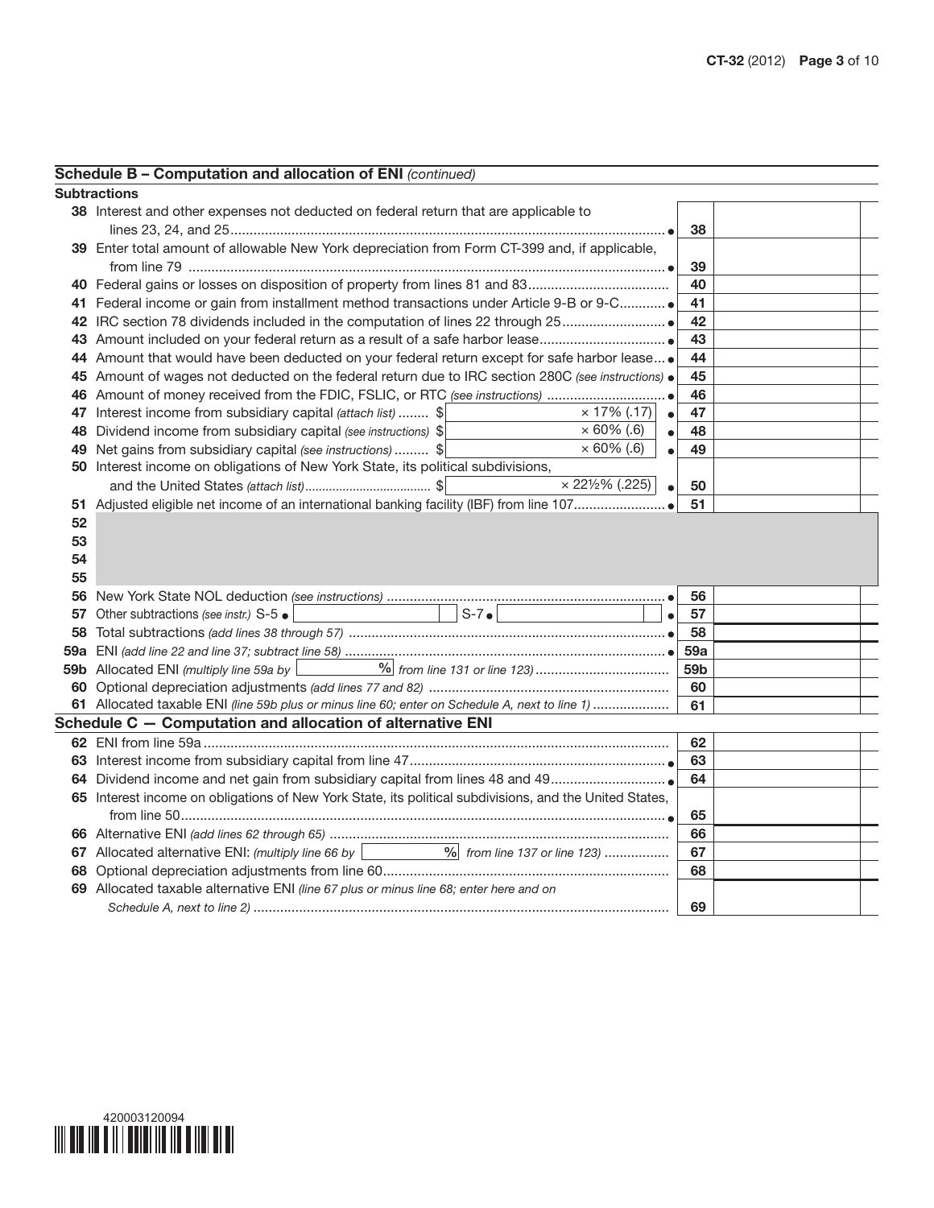## Schedule B – Computation and allocation of ENI *(continued)*

**Subtractions**

| Line | Description | Line No. | Amount |
|---|---|---|---|
| 38 | Interest and other expenses not deducted on federal return that are applicable to lines 23, 24, and 25 | 38 | |
| 39 | Enter total amount of allowable New York depreciation from Form CT-399 and, if applicable, from line 79 | 39 | |
| 40 | Federal gains or losses on disposition of property from lines 81 and 83 | 40 | |
| 41 | Federal income or gain from installment method transactions under Article 9-B or 9-C | 41 | |
| 42 | IRC section 78 dividends included in the computation of lines 22 through 25 | 42 | |
| 43 | Amount included on your federal return as a result of a safe harbor lease | 43 | |
| 44 | Amount that would have been deducted on your federal return except for safe harbor lease | 44 | |
| 45 | Amount of wages not deducted on the federal return due to IRC section 280C *(see instructions)* | 45 | |
| 46 | Amount of money received from the FDIC, FSLIC, or RTC *(see instructions)* | 46 | |
| 47 | Interest income from subsidiary capital *(attach list)* $ × 17% (.17) | 47 | |
| 48 | Dividend income from subsidiary capital *(see instructions)* $ × 60% (.6) | 48 | |
| 49 | Net gains from subsidiary capital *(see instructions)* $ × 60% (.6) | 49 | |
| 50 | Interest income on obligations of New York State, its political subdivisions, and the United States *(attach list)* $ × 22½% (.225) | 50 | |
| 51 | Adjusted eligible net income of an international banking facility (IBF) from line 107 | 51 | |
| 52 | | | |
| 53 | | | |
| 54 | | | |
| 55 | | | |
| 56 | New York State NOL deduction *(see instructions)* | 56 | |
| 57 | Other subtractions *(see instr.)* S-5 S-7 | 57 | |
| 58 | Total subtractions *(add lines 38 through 57)* | 58 | |
| 59a | ENI *(add line 22 and line 37; subtract line 58)* | 59a | |
| 59b | Allocated ENI *(multiply line 59a by % from line 131 or line 123)* | 59b | |
| 60 | Optional depreciation adjustments *(add lines 77 and 82)* | 60 | |
| 61 | Allocated taxable ENI *(line 59b plus or minus line 60; enter on Schedule A, next to line 1)* | 61 | |

## Schedule C — Computation and allocation of alternative ENI

| Line | Description | Line No. | Amount |
|---|---|---|---|
| 62 | ENI from line 59a | 62 | |
| 63 | Interest income from subsidiary capital from line 47 | 63 | |
| 64 | Dividend income and net gain from subsidiary capital from lines 48 and 49 | 64 | |
| 65 | Interest income on obligations of New York State, its political subdivisions, and the United States, from line 50 | 65 | |
| 66 | Alternative ENI *(add lines 62 through 65)* | 66 | |
| 67 | Allocated alternative ENI: *(multiply line 66 by % from line 137 or line 123)* | 67 | |
| 68 | Optional depreciation adjustments from line 60 | 68 | |
| 69 | Allocated taxable alternative ENI *(line 67 plus or minus line 68; enter here and on Schedule A, next to line 2)* | 69 | |

420003120094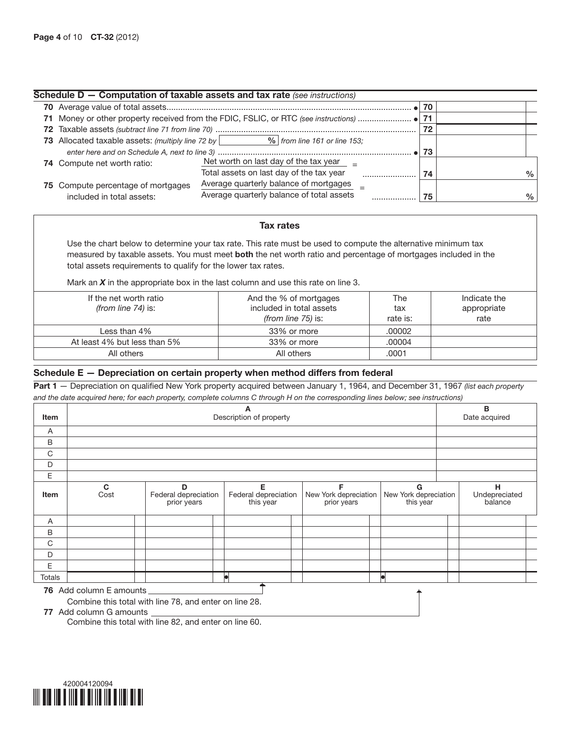## Schedule D — Computation of taxable assets and tax rate *(see instructions)*

| | | | |
|---|---|---|---|
| **70** | Average value of total assets ● | 70 | |
| **71** | Money or other property received from the FDIC, FSLIC, or RTC *(see instructions)* ● | 71 | |
| **72** | Taxable assets *(subtract line 71 from line 70)* | 72 | |
| **73** | Allocated taxable assets: *(multiply line 72 by ______ % from line 161 or line 153; enter here and on Schedule A, next to line 3)* ● | 73 | |
| **74** | Compute net worth ratio: $\frac{\text{Net worth on last day of the tax year}}{\text{Total assets on last day of the tax year}}$ = | 74 | % |
| **75** | Compute percentage of mortgages included in total assets: $\frac{\text{Average quarterly balance of mortgages}}{\text{Average quarterly balance of total assets}}$ = | 75 | % |

### Tax rates

Use the chart below to determine your tax rate. This rate must be used to compute the alternative minimum tax measured by taxable assets. You must meet **both** the net worth ratio and percentage of mortgages included in the total assets requirements to qualify for the lower tax rates.

Mark an ***X*** in the appropriate box in the last column and use this rate on line 3.

| If the net worth ratio *(from line 74)* is: | And the % of mortgages included in total assets *(from line 75)* is: | The tax rate is: | Indicate the appropriate rate |
|---|---|---|---|
| Less than 4% | 33% or more | .00002 | |
| At least 4% but less than 5% | 33% or more | .00004 | |
| All others | All others | .0001 | |

## Schedule E — Depreciation on certain property when method differs from federal

**Part 1** — Depreciation on qualified New York property acquired between January 1, 1964, and December 31, 1967 *(list each property and the date acquired here; for each property, complete columns C through H on the corresponding lines below; see instructions)*

| Item | A<br>Description of property | B<br>Date acquired |
|---|---|---|
| A | | |
| B | | |
| C | | |
| D | | |
| E | | |

| Item | C<br>Cost | D<br>Federal depreciation prior years | E<br>Federal depreciation this year | F<br>New York depreciation prior years | G<br>New York depreciation this year | H<br>Undepreciated balance |
|---|---|---|---|---|---|---|
| A | | | | | | |
| B | | | | | | |
| C | | | | | | |
| D | | | | | | |
| E | | | | | | |
| Totals | | | ● | | ● | |

**76** Add column E amounts
Combine this total with line 78, and enter on line 28.

**77** Add column G amounts
Combine this total with line 82, and enter on line 60.

420004120094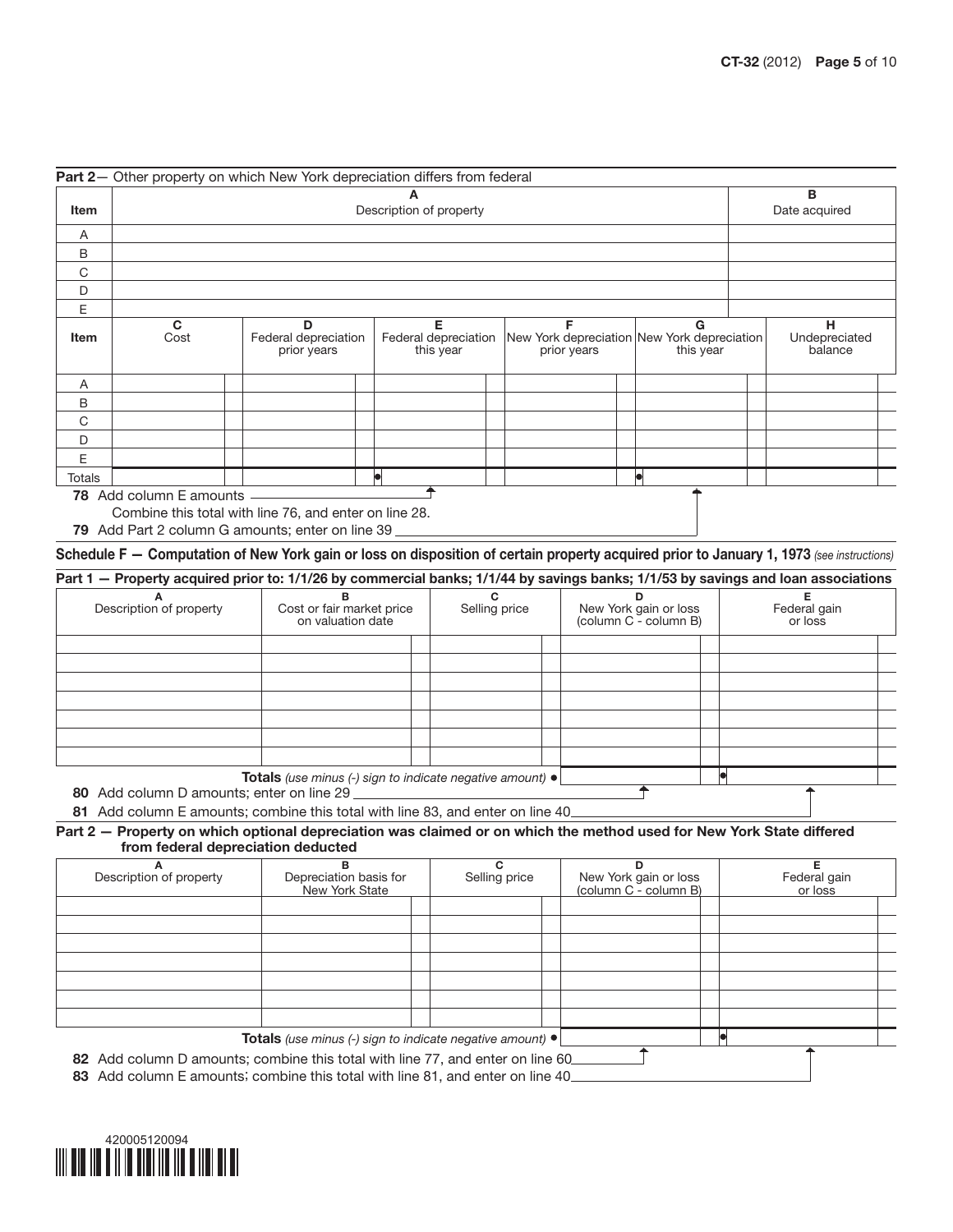**Part 2** — Other property on which New York depreciation differs from federal

| Item | A<br>Description of property | B<br>Date acquired |
|---|---|---|
| A | | |
| B | | |
| C | | |
| D | | |
| E | | |

| Item | C<br>Cost | D<br>Federal depreciation prior years | E<br>Federal depreciation this year | F<br>New York depreciation prior years | G<br>New York depreciation this year | H<br>Undepreciated balance |
|---|---|---|---|---|---|---|
| A | | | | | | |
| B | | | | | | |
| C | | | | | | |
| D | | | | | | |
| E | | | | | | |
| Totals | | | • | | • | |

**78** Add column E amounts
Combine this total with line 76, and enter on line 28.

**79** Add Part 2 column G amounts; enter on line 39

## Schedule F — Computation of New York gain or loss on disposition of certain property acquired prior to January 1, 1973 *(see instructions)*

**Part 1 — Property acquired prior to: 1/1/26 by commercial banks; 1/1/44 by savings banks; 1/1/53 by savings and loan associations**

| A<br>Description of property | B<br>Cost or fair market price on valuation date | C<br>Selling price | D<br>New York gain or loss (column C - column B) | E<br>Federal gain or loss |
|---|---|---|---|---|
| | | | | |
| | | | | |
| | | | | |
| | | | | |
| | | | | |
| | | | | |
| | | | | |
| | | **Totals** *(use minus (-) sign to indicate negative amount)* • | | • |

**80** Add column D amounts; enter on line 29

**81** Add column E amounts; combine this total with line 83, and enter on line 40

**Part 2 — Property on which optional depreciation was claimed or on which the method used for New York State differed from federal depreciation deducted**

| A<br>Description of property | B<br>Depreciation basis for New York State | C<br>Selling price | D<br>New York gain or loss (column C - column B) | E<br>Federal gain or loss |
|---|---|---|---|---|
| | | | | |
| | | | | |
| | | | | |
| | | | | |
| | | | | |
| | | | | |
| | | | | |
| | | **Totals** *(use minus (-) sign to indicate negative amount)* • | | • |

**82** Add column D amounts; combine this total with line 77, and enter on line 60

**83** Add column E amounts; combine this total with line 81, and enter on line 40

420005120094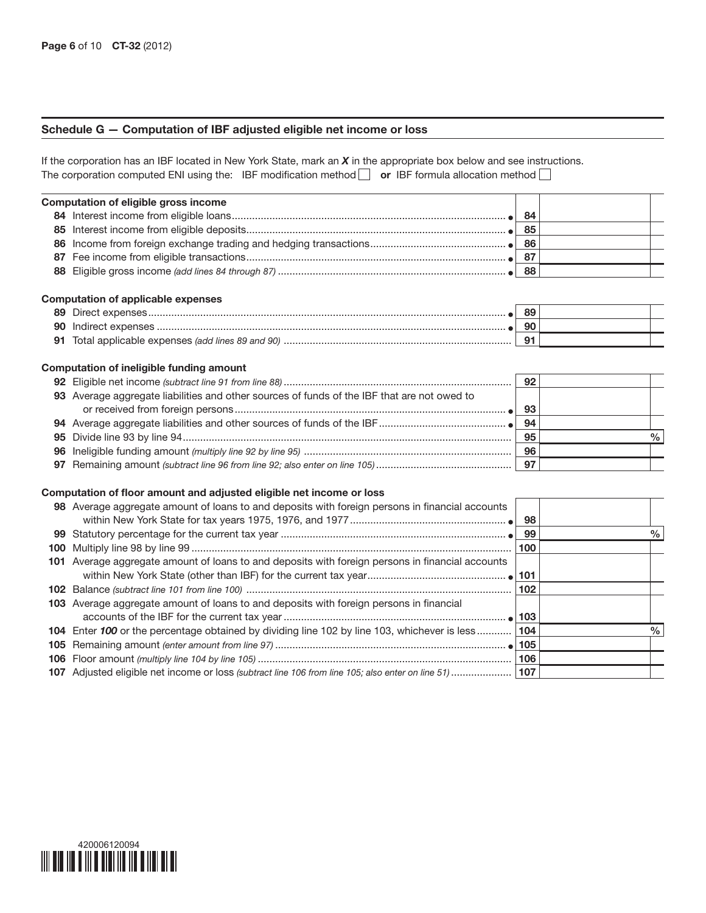## Schedule G — Computation of IBF adjusted eligible net income or loss

If the corporation has an IBF located in New York State, mark an ***X*** in the appropriate box below and see instructions.
The corporation computed ENI using the: IBF modification method ☐ **or** IBF formula allocation method ☐

### Computation of eligible gross income

| | | | |
|---|---|---|---|
| **84** | Interest income from eligible loans ● | **84** | |
| **85** | Interest income from eligible deposits ● | **85** | |
| **86** | Income from foreign exchange trading and hedging transactions ● | **86** | |
| **87** | Fee income from eligible transactions ● | **87** | |
| **88** | Eligible gross income *(add lines 84 through 87)* ● | **88** | |

### Computation of applicable expenses

| | | | |
|---|---|---|---|
| **89** | Direct expenses ● | **89** | |
| **90** | Indirect expenses ● | **90** | |
| **91** | Total applicable expenses *(add lines 89 and 90)* | **91** | |

### Computation of ineligible funding amount

| | | | |
|---|---|---|---|
| **92** | Eligible net income *(subtract line 91 from line 88)* | **92** | |
| **93** | Average aggregate liabilities and other sources of funds of the IBF that are not owed to or received from foreign persons ● | **93** | |
| **94** | Average aggregate liabilities and other sources of funds of the IBF ● | **94** | |
| **95** | Divide line 93 by line 94 | **95** | % |
| **96** | Ineligible funding amount *(multiply line 92 by line 95)* | **96** | |
| **97** | Remaining amount *(subtract line 96 from line 92; also enter on line 105)* | **97** | |

### Computation of floor amount and adjusted eligible net income or loss

| | | | |
|---|---|---|---|
| **98** | Average aggregate amount of loans to and deposits with foreign persons in financial accounts within New York State for tax years 1975, 1976, and 1977 ● | **98** | |
| **99** | Statutory percentage for the current tax year ● | **99** | % |
| **100** | Multiply line 98 by line 99 | **100** | |
| **101** | Average aggregate amount of loans to and deposits with foreign persons in financial accounts within New York State (other than IBF) for the current tax year ● | **101** | |
| **102** | Balance *(subtract line 101 from line 100)* | **102** | |
| **103** | Average aggregate amount of loans to and deposits with foreign persons in financial accounts of the IBF for the current tax year ● | **103** | |
| **104** | Enter ***100*** or the percentage obtained by dividing line 102 by line 103, whichever is less | **104** | % |
| **105** | Remaining amount *(enter amount from line 97)* ● | **105** | |
| **106** | Floor amount *(multiply line 104 by line 105)* | **106** | |
| **107** | Adjusted eligible net income or loss *(subtract line 106 from line 105; also enter on line 51)* | **107** | |

420006120094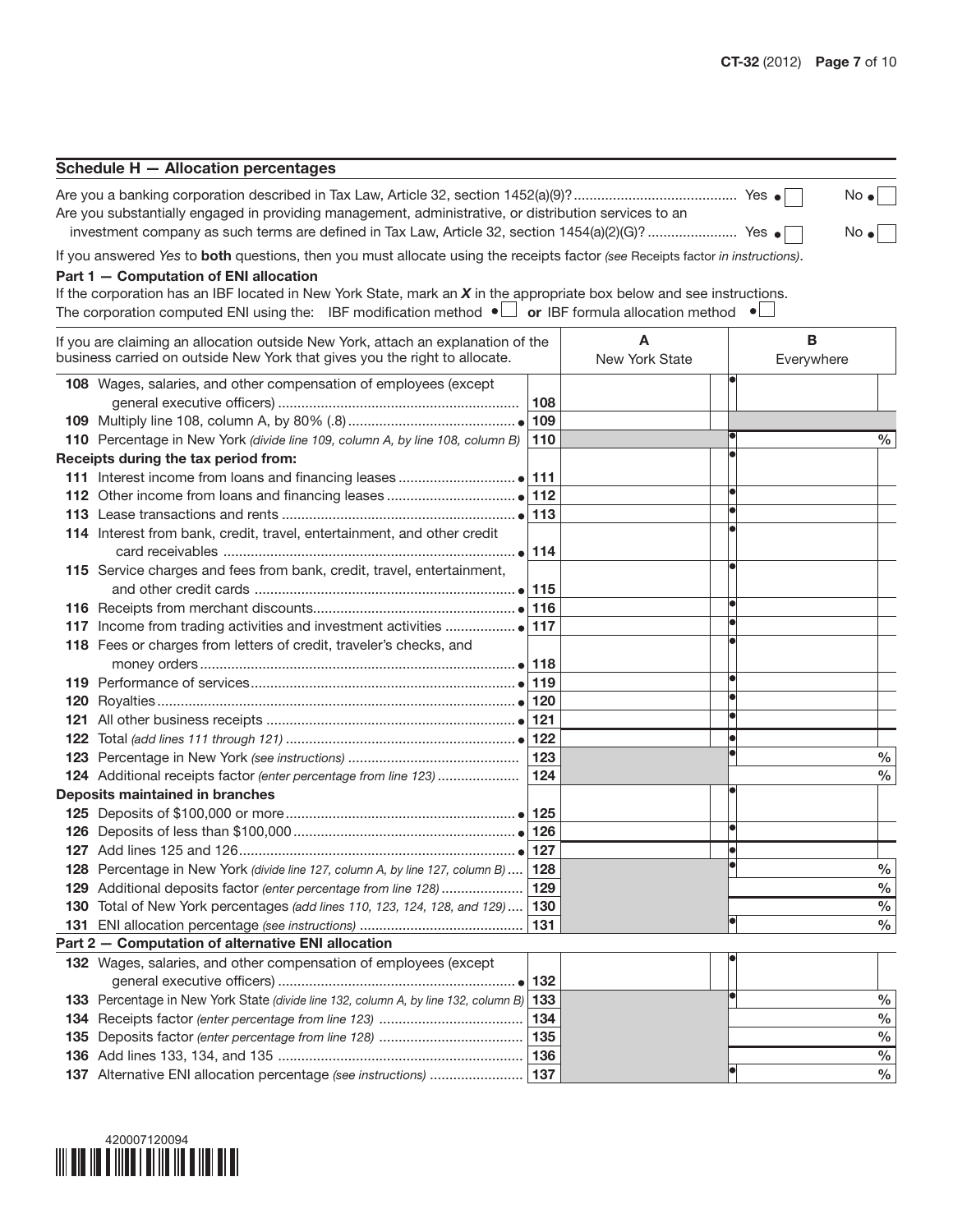## Schedule H — Allocation percentages

Are you a banking corporation described in Tax Law, Article 32, section 1452(a)(9)? .......................................... Yes ☐ No ☐

Are you substantially engaged in providing management, administrative, or distribution services to an investment company as such terms are defined in Tax Law, Article 32, section 1454(a)(2)(G)? ....................... Yes ☐ No ☐

If you answered *Yes* to **both** questions, then you must allocate using the receipts factor *(see* Receipts factor *in instructions)*.

**Part 1 — Computation of ENI allocation**

If the corporation has an IBF located in New York State, mark an ***X*** in the appropriate box below and see instructions.

The corporation computed ENI using the: IBF modification method ☐ **or** IBF formula allocation method ☐

| If you are claiming an allocation outside New York, attach an explanation of the business carried on outside New York that gives you the right to allocate. | | A New York State | B Everywhere |
|---|---|---|---|
| **108** Wages, salaries, and other compensation of employees (except general executive officers) | 108 | | |
| **109** Multiply line 108, column A, by 80% (.8) | 109 | | |
| **110** Percentage in New York *(divide line 109, column A, by line 108, column B)* | 110 | | % |
| **Receipts during the tax period from:** | | | |
| **111** Interest income from loans and financing leases | 111 | | |
| **112** Other income from loans and financing leases | 112 | | |
| **113** Lease transactions and rents | 113 | | |
| **114** Interest from bank, credit, travel, entertainment, and other credit card receivables | 114 | | |
| **115** Service charges and fees from bank, credit, travel, entertainment, and other credit cards | 115 | | |
| **116** Receipts from merchant discounts | 116 | | |
| **117** Income from trading activities and investment activities | 117 | | |
| **118** Fees or charges from letters of credit, traveler's checks, and money orders | 118 | | |
| **119** Performance of services | 119 | | |
| **120** Royalties | 120 | | |
| **121** All other business receipts | 121 | | |
| **122** Total *(add lines 111 through 121)* | 122 | | |
| **123** Percentage in New York *(see instructions)* | 123 | | % |
| **124** Additional receipts factor *(enter percentage from line 123)* | 124 | | % |
| **Deposits maintained in branches** | | | |
| **125** Deposits of $100,000 or more | 125 | | |
| **126** Deposits of less than $100,000 | 126 | | |
| **127** Add lines 125 and 126 | 127 | | |
| **128** Percentage in New York *(divide line 127, column A, by line 127, column B)* | 128 | | % |
| **129** Additional deposits factor *(enter percentage from line 128)* | 129 | | % |
| **130** Total of New York percentages *(add lines 110, 123, 124, 128, and 129)* | 130 | | % |
| **131** ENI allocation percentage *(see instructions)* | 131 | | % |

**Part 2 — Computation of alternative ENI allocation**

| | | A New York State | B Everywhere |
|---|---|---|---|
| **132** Wages, salaries, and other compensation of employees (except general executive officers) | 132 | | |
| **133** Percentage in New York State *(divide line 132, column A, by line 132, column B)* | 133 | | % |
| **134** Receipts factor *(enter percentage from line 123)* | 134 | | % |
| **135** Deposits factor *(enter percentage from line 128)* | 135 | | % |
| **136** Add lines 133, 134, and 135 | 136 | | % |
| **137** Alternative ENI allocation percentage *(see instructions)* | 137 | | % |

420007120094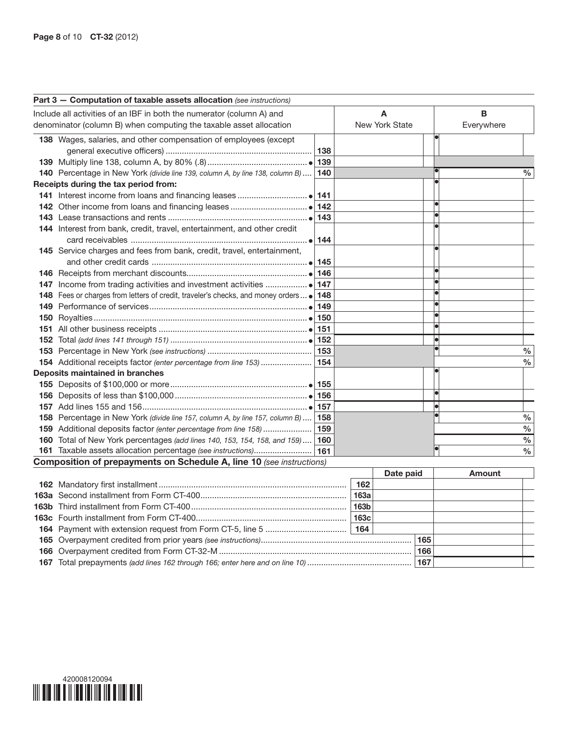## Part 3 — Computation of taxable assets allocation *(see instructions)*

| Include all activities of an IBF in both the numerator (column A) and denominator (column B) when computing the taxable asset allocation | | A<br>New York State | B<br>Everywhere |
|---|---|---|---|
| **138** Wages, salaries, and other compensation of employees (except general executive officers) | 138 | | |
| **139** Multiply line 138, column A, by 80% (.8) | 139 | | |
| **140** Percentage in New York *(divide line 139, column A, by line 138, column B)* | 140 | | % |
| **Receipts during the tax period from:** | | | |
| **141** Interest income from loans and financing leases | 141 | | |
| **142** Other income from loans and financing leases | 142 | | |
| **143** Lease transactions and rents | 143 | | |
| **144** Interest from bank, credit, travel, entertainment, and other credit card receivables | 144 | | |
| **145** Service charges and fees from bank, credit, travel, entertainment, and other credit cards | 145 | | |
| **146** Receipts from merchant discounts | 146 | | |
| **147** Income from trading activities and investment activities | 147 | | |
| **148** Fees or charges from letters of credit, traveler's checks, and money orders | 148 | | |
| **149** Performance of services | 149 | | |
| **150** Royalties | 150 | | |
| **151** All other business receipts | 151 | | |
| **152** Total *(add lines 141 through 151)* | 152 | | |
| **153** Percentage in New York *(see instructions)* | 153 | | % |
| **154** Additional receipts factor *(enter percentage from line 153)* | 154 | | % |
| **Deposits maintained in branches** | | | |
| **155** Deposits of $100,000 or more | 155 | | |
| **156** Deposits of less than $100,000 | 156 | | |
| **157** Add lines 155 and 156 | 157 | | |
| **158** Percentage in New York *(divide line 157, column A, by line 157, column B)* | 158 | | % |
| **159** Additional deposits factor *(enter percentage from line 158)* | 159 | | % |
| **160** Total of New York percentages *(add lines 140, 153, 154, 158, and 159)* | 160 | | % |
| **161** Taxable assets allocation percentage *(see instructions)* | 161 | | % |

## Composition of prepayments on Schedule A, line 10 *(see instructions)*

| | | Date paid | Amount |
|---|---|---|---|
| **162** Mandatory first installment | 162 | | |
| **163a** Second installment from Form CT-400 | 163a | | |
| **163b** Third installment from Form CT-400 | 163b | | |
| **163c** Fourth installment from Form CT-400 | 163c | | |
| **164** Payment with extension request from Form CT-5, line 5 | 164 | | |
| **165** Overpayment credited from prior years *(see instructions)* | | 165 | |
| **166** Overpayment credited from Form CT-32-M | | 166 | |
| **167** Total prepayments *(add lines 162 through 166; enter here and on line 10)* | | 167 | |

420008120094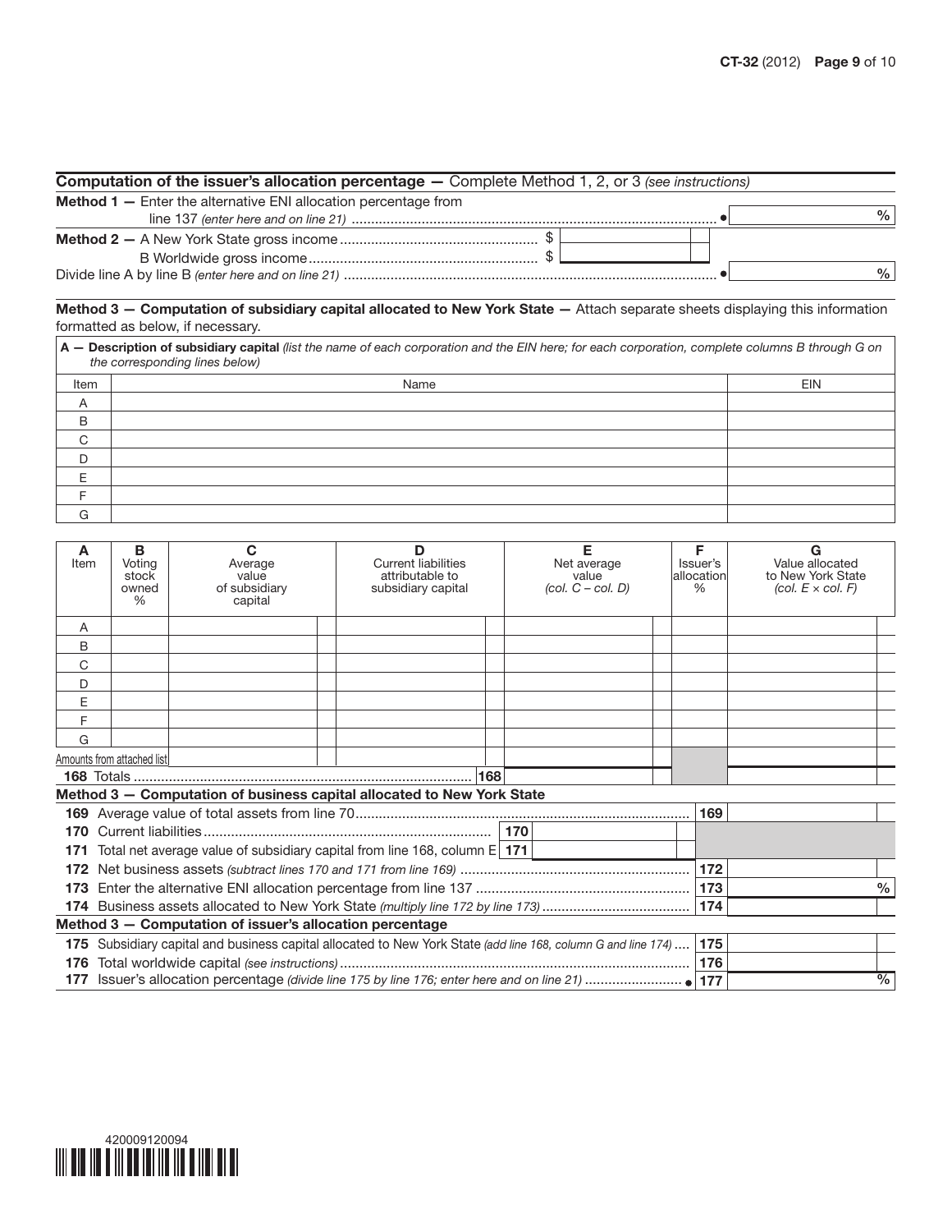## Computation of the issuer's allocation percentage — Complete Method 1, 2, or 3 *(see instructions)*

**Method 1 —** Enter the alternative ENI allocation percentage from line 137 *(enter here and on line 21)* .......... ● %

**Method 2 —** A New York State gross income .......... $

B Worldwide gross income .......... $

Divide line A by line B *(enter here and on line 21)* .......... ● %

**Method 3 — Computation of subsidiary capital allocated to New York State —** Attach separate sheets displaying this information formatted as below, if necessary.

**A — Description of subsidiary capital** *(list the name of each corporation and the EIN here; for each corporation, complete columns B through G on the corresponding lines below)*

| Item | Name | EIN |
|---|---|---|
| A | | |
| B | | |
| C | | |
| D | | |
| E | | |
| F | | |
| G | | |

| A Item | B Voting stock owned % | C Average value of subsidiary capital | D Current liabilities attributable to subsidiary capital | E Net average value *(col. C – col. D)* | F Issuer's allocation % | G Value allocated to New York State *(col. E × col. F)* |
|---|---|---|---|---|---|---|
| A | | | | | | |
| B | | | | | | |
| C | | | | | | |
| D | | | | | | |
| E | | | | | | |
| F | | | | | | |
| G | | | | | | |
| Amounts from attached list | | | | | | |
| **168** Totals .......... **168** | | | | | | |

### Method 3 — Computation of business capital allocated to New York State

| Line | Description | Amount |
|---|---|---|
| **169** | Average value of total assets from line 70 .......... | **169** |
| **170** | Current liabilities .......... **170** | |
| **171** | Total net average value of subsidiary capital from line 168, column E **171** | |
| **172** | Net business assets *(subtract lines 170 and 171 from line 169)* .......... | **172** |
| **173** | Enter the alternative ENI allocation percentage from line 137 .......... | **173** % |
| **174** | Business assets allocated to New York State *(multiply line 172 by line 173)* .......... | **174** |

### Method 3 — Computation of issuer's allocation percentage

| Line | Description | Amount |
|---|---|---|
| **175** | Subsidiary capital and business capital allocated to New York State *(add line 168, column G and line 174)* .... | **175** |
| **176** | Total worldwide capital *(see instructions)* .......... | **176** |
| **177** | Issuer's allocation percentage *(divide line 175 by line 176; enter here and on line 21)* .......... ● | **177** % |

420009120094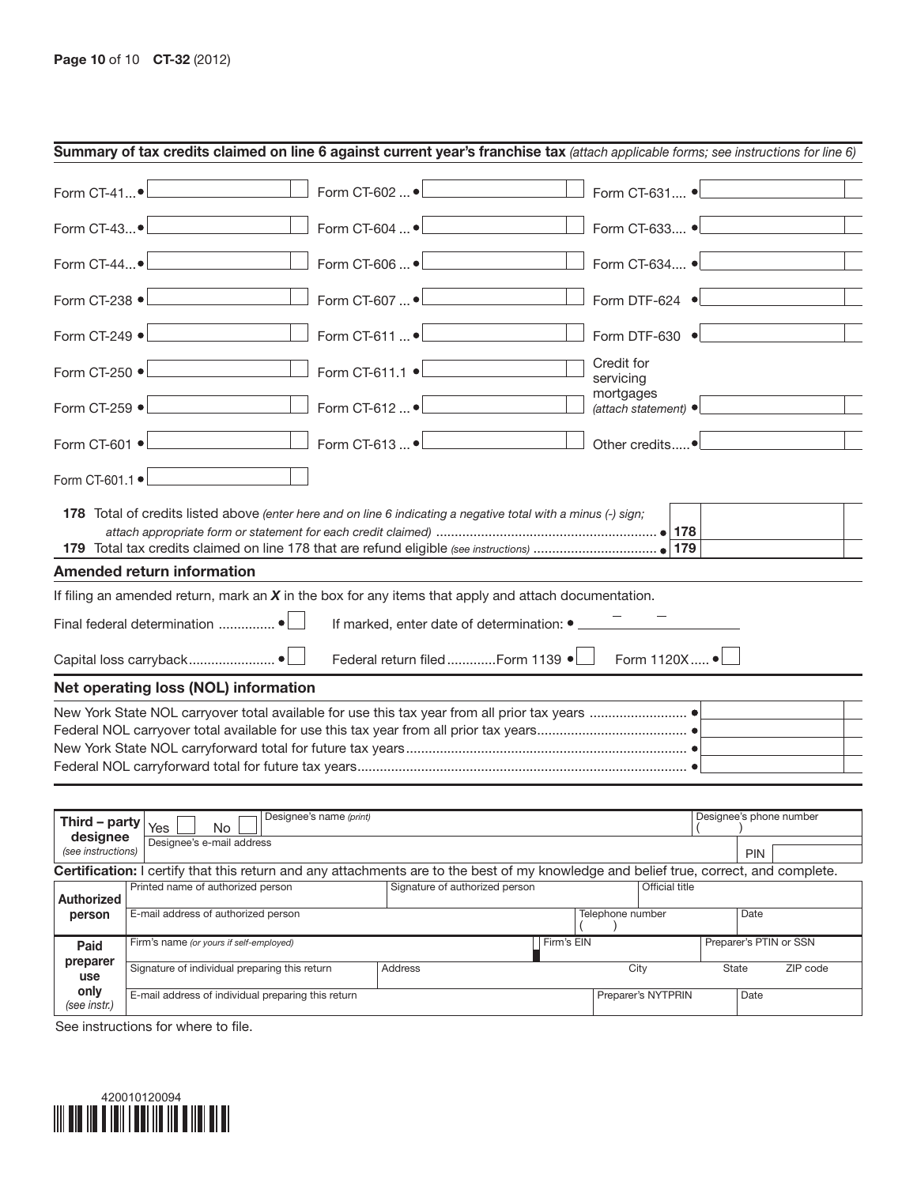**Summary of tax credits claimed on line 6 against current year's franchise tax** *(attach applicable forms; see instructions for line 6)*

| | | | | | |
|---|---|---|---|---|---|
| Form CT-41... • | | Form CT-602 ... • | | Form CT-631.... • | |
| Form CT-43... • | | Form CT-604 ... • | | Form CT-633.... • | |
| Form CT-44... • | | Form CT-606 ... • | | Form CT-634.... • | |
| Form CT-238 • | | Form CT-607 ... • | | Form DTF-624 • | |
| Form CT-249 • | | Form CT-611 ... • | | Form DTF-630 • | |
| Form CT-250 • | | Form CT-611.1 • | | Credit for servicing mortgages *(attach statement)* • | |
| Form CT-259 • | | Form CT-612 ... • | | | |
| Form CT-601 • | | Form CT-613 ... • | | Other credits..... • | |
| Form CT-601.1 • | | | | | |

**178** Total of credits listed above *(enter here and on line 6 indicating a negative total with a minus (-) sign; attach appropriate form or statement for each credit claimed)* .......... • **178**

**179** Total tax credits claimed on line 178 that are refund eligible *(see instructions)* .......... • **179**

## Amended return information

If filing an amended return, mark an ***X*** in the box for any items that apply and attach documentation.

Final federal determination .............. • ☐ If marked, enter date of determination: • ___ ___ ___

Capital loss carryback...................... • ☐ Federal return filed............Form 1139 • ☐ Form 1120X..... • ☐

## Net operating loss (NOL) information

New York State NOL carryover total available for use this tax year from all prior tax years .......... •

Federal NOL carryover total available for use this tax year from all prior tax years.......... •

New York State NOL carryforward total for future tax years.......... •

Federal NOL carryforward total for future tax years.......... •

| | | | | | |
|---|---|---|---|---|---|
| **Third – party designee** *(see instructions)* | Yes ☐ No ☐ | Designee's name *(print)* | | Designee's phone number ( ) | |
| | Designee's e-mail address | | | PIN | |

**Certification:** I certify that this return and any attachments are to the best of my knowledge and belief true, correct, and complete.

| | | | | | |
|---|---|---|---|---|---|
| **Authorized person** | Printed name of authorized person | Signature of authorized person | | Official title | |
| | E-mail address of authorized person | | Telephone number ( ) | | Date |
| **Paid preparer use only** *(see instr.)* | Firm's name *(or yours if self-employed)* | | Firm's EIN | | Preparer's PTIN or SSN |
| | Signature of individual preparing this return | Address | City | State | ZIP code |
| | E-mail address of individual preparing this return | | Preparer's NYTPRIN | | Date |

See instructions for where to file.

420010120094